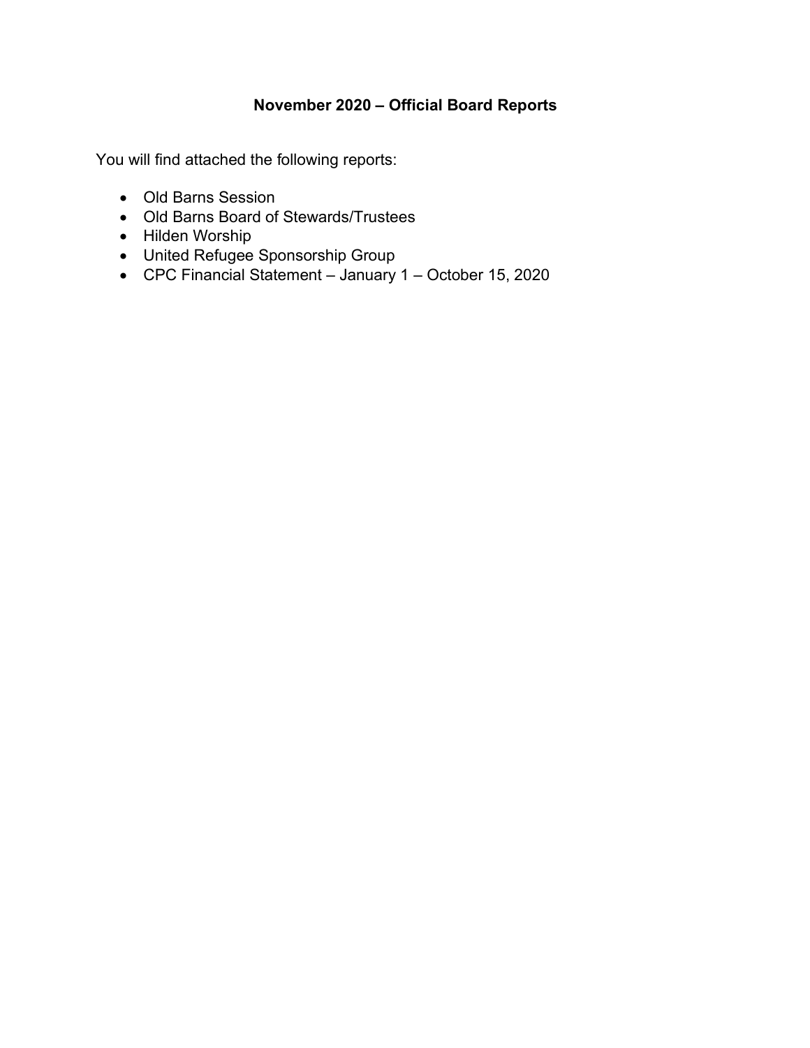# November 2020 – Official Board Reports

You will find attached the following reports:

- Old Barns Session
- Old Barns Board of Stewards/Trustees
- Hilden Worship
- United Refugee Sponsorship Group
- CPC Financial Statement – January 1 – October 15, 2020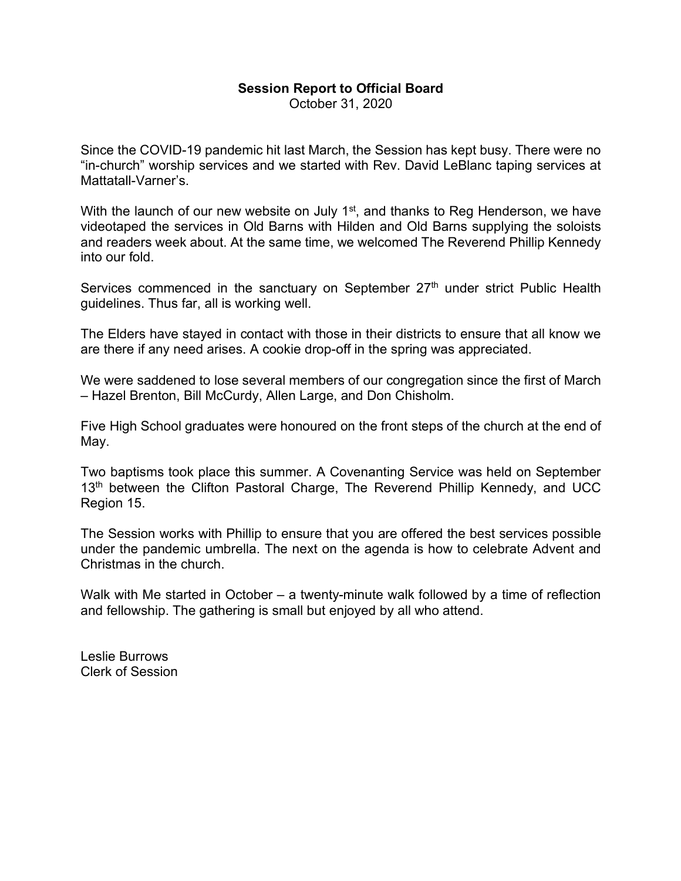**Session Report to Official Board**

October 31, 2020

Since the COVID-19 pandemic hit last March, the Session has kept busy. There were no "in-church" worship services and we started with Rev. David LeBlanc taping services at Mattatall-Varner's.

With the launch of our new website on July 1st, and thanks to Reg Henderson, we have videotaped the services in Old Barns with Hilden and Old Barns supplying the soloists and readers week about. At the same time, we welcomed The Reverend Phillip Kennedy into our fold.

Services commenced in the sanctuary on September 27th under strict Public Health guidelines. Thus far, all is working well.

The Elders have stayed in contact with those in their districts to ensure that all know we are there if any need arises. A cookie drop-off in the spring was appreciated.

We were saddened to lose several members of our congregation since the first of March – Hazel Brenton, Bill McCurdy, Allen Large, and Don Chisholm.

Five High School graduates were honoured on the front steps of the church at the end of May.

Two baptisms took place this summer. A Covenanting Service was held on September 13th between the Clifton Pastoral Charge, The Reverend Phillip Kennedy, and UCC Region 15.

The Session works with Phillip to ensure that you are offered the best services possible under the pandemic umbrella. The next on the agenda is how to celebrate Advent and Christmas in the church.

Walk with Me started in October – a twenty-minute walk followed by a time of reflection and fellowship. The gathering is small but enjoyed by all who attend.

Leslie Burrows
Clerk of Session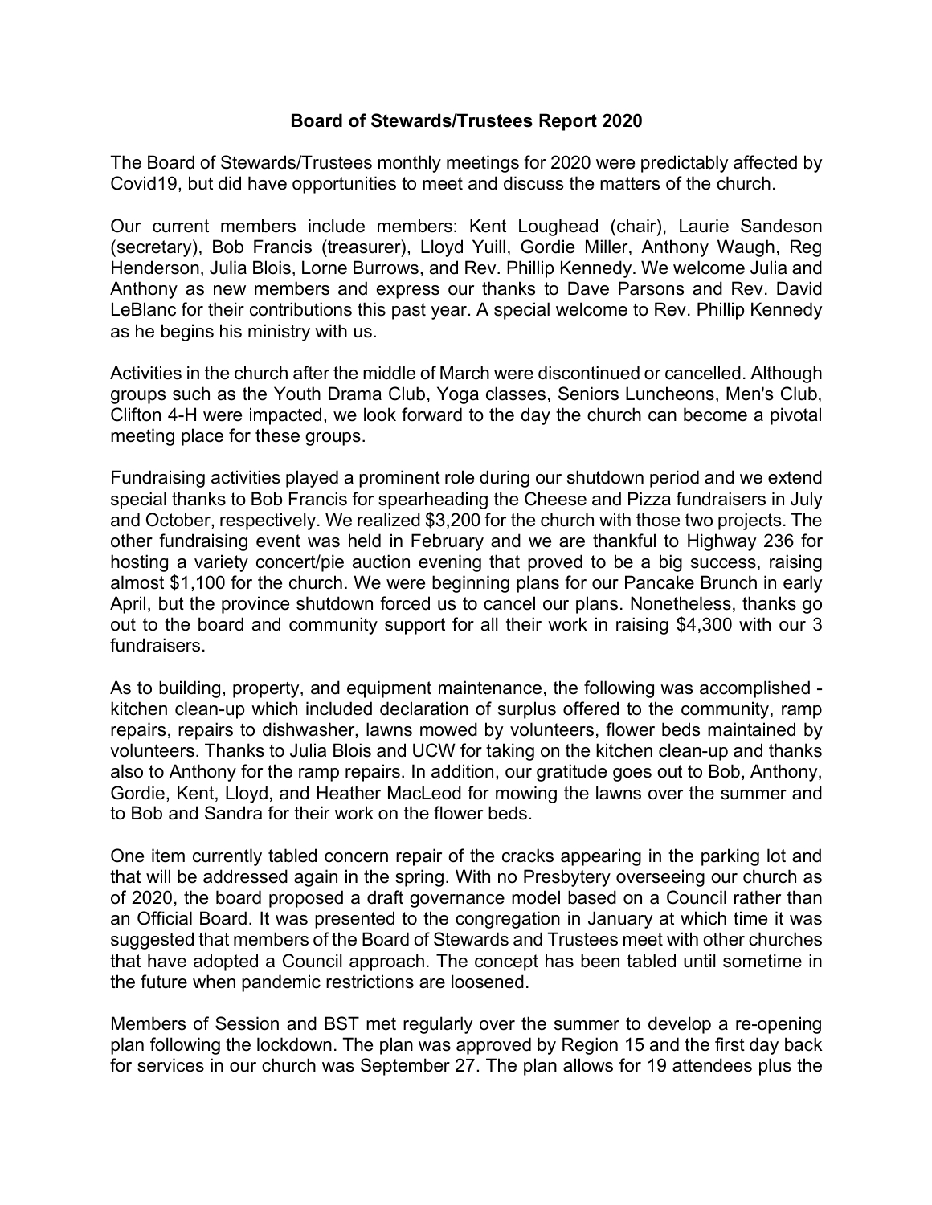**Board of Stewards/Trustees Report 2020**

The Board of Stewards/Trustees monthly meetings for 2020 were predictably affected by Covid19, but did have opportunities to meet and discuss the matters of the church.

Our current members include members: Kent Loughead (chair), Laurie Sandeson (secretary), Bob Francis (treasurer), Lloyd Yuill, Gordie Miller, Anthony Waugh, Reg Henderson, Julia Blois, Lorne Burrows, and Rev. Phillip Kennedy. We welcome Julia and Anthony as new members and express our thanks to Dave Parsons and Rev. David LeBlanc for their contributions this past year. A special welcome to Rev. Phillip Kennedy as he begins his ministry with us.

Activities in the church after the middle of March were discontinued or cancelled. Although groups such as the Youth Drama Club, Yoga classes, Seniors Luncheons, Men's Club, Clifton 4-H were impacted, we look forward to the day the church can become a pivotal meeting place for these groups.

Fundraising activities played a prominent role during our shutdown period and we extend special thanks to Bob Francis for spearheading the Cheese and Pizza fundraisers in July and October, respectively. We realized $3,200 for the church with those two projects. The other fundraising event was held in February and we are thankful to Highway 236 for hosting a variety concert/pie auction evening that proved to be a big success, raising almost $1,100 for the church. We were beginning plans for our Pancake Brunch in early April, but the province shutdown forced us to cancel our plans. Nonetheless, thanks go out to the board and community support for all their work in raising $4,300 with our 3 fundraisers.

As to building, property, and equipment maintenance, the following was accomplished - kitchen clean-up which included declaration of surplus offered to the community, ramp repairs, repairs to dishwasher, lawns mowed by volunteers, flower beds maintained by volunteers. Thanks to Julia Blois and UCW for taking on the kitchen clean-up and thanks also to Anthony for the ramp repairs. In addition, our gratitude goes out to Bob, Anthony, Gordie, Kent, Lloyd, and Heather MacLeod for mowing the lawns over the summer and to Bob and Sandra for their work on the flower beds.

One item currently tabled concern repair of the cracks appearing in the parking lot and that will be addressed again in the spring. With no Presbytery overseeing our church as of 2020, the board proposed a draft governance model based on a Council rather than an Official Board. It was presented to the congregation in January at which time it was suggested that members of the Board of Stewards and Trustees meet with other churches that have adopted a Council approach. The concept has been tabled until sometime in the future when pandemic restrictions are loosened.

Members of Session and BST met regularly over the summer to develop a re-opening plan following the lockdown. The plan was approved by Region 15 and the first day back for services in our church was September 27. The plan allows for 19 attendees plus the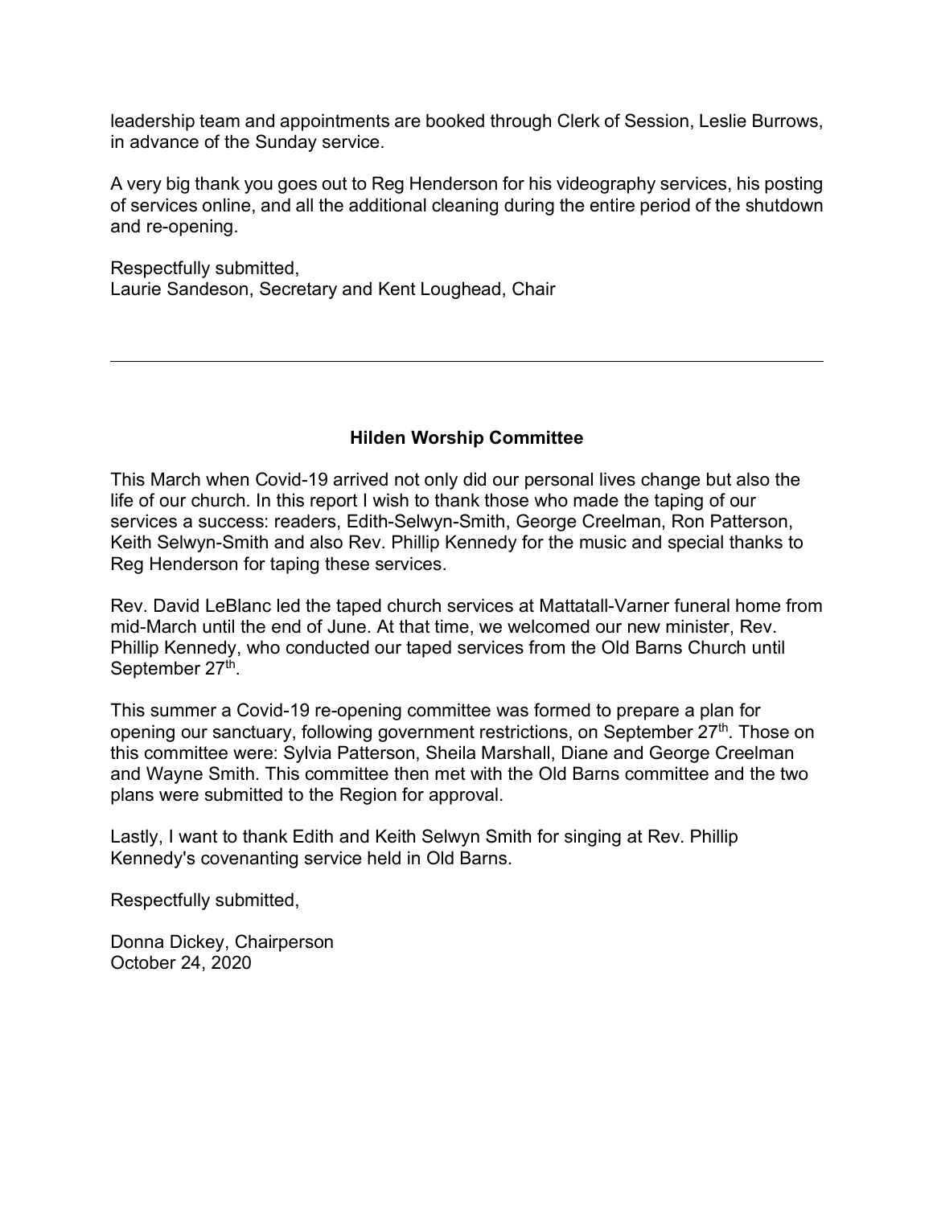leadership team and appointments are booked through Clerk of Session, Leslie Burrows, in advance of the Sunday service.

A very big thank you goes out to Reg Henderson for his videography services, his posting of services online, and all the additional cleaning during the entire period of the shutdown and re-opening.

Respectfully submitted,  
Laurie Sandeson, Secretary and Kent Loughead, Chair

---

## Hilden Worship Committee

This March when Covid-19 arrived not only did our personal lives change but also the life of our church. In this report I wish to thank those who made the taping of our services a success: readers, Edith-Selwyn-Smith, George Creelman, Ron Patterson, Keith Selwyn-Smith and also Rev. Phillip Kennedy for the music and special thanks to Reg Henderson for taping these services.

Rev. David LeBlanc led the taped church services at Mattatall-Varner funeral home from mid-March until the end of June. At that time, we welcomed our new minister, Rev. Phillip Kennedy, who conducted our taped services from the Old Barns Church until September 27th.

This summer a Covid-19 re-opening committee was formed to prepare a plan for opening our sanctuary, following government restrictions, on September 27th. Those on this committee were: Sylvia Patterson, Sheila Marshall, Diane and George Creelman and Wayne Smith. This committee then met with the Old Barns committee and the two plans were submitted to the Region for approval.

Lastly, I want to thank Edith and Keith Selwyn Smith for singing at Rev. Phillip Kennedy's covenanting service held in Old Barns.

Respectfully submitted,

Donna Dickey, Chairperson  
October 24, 2020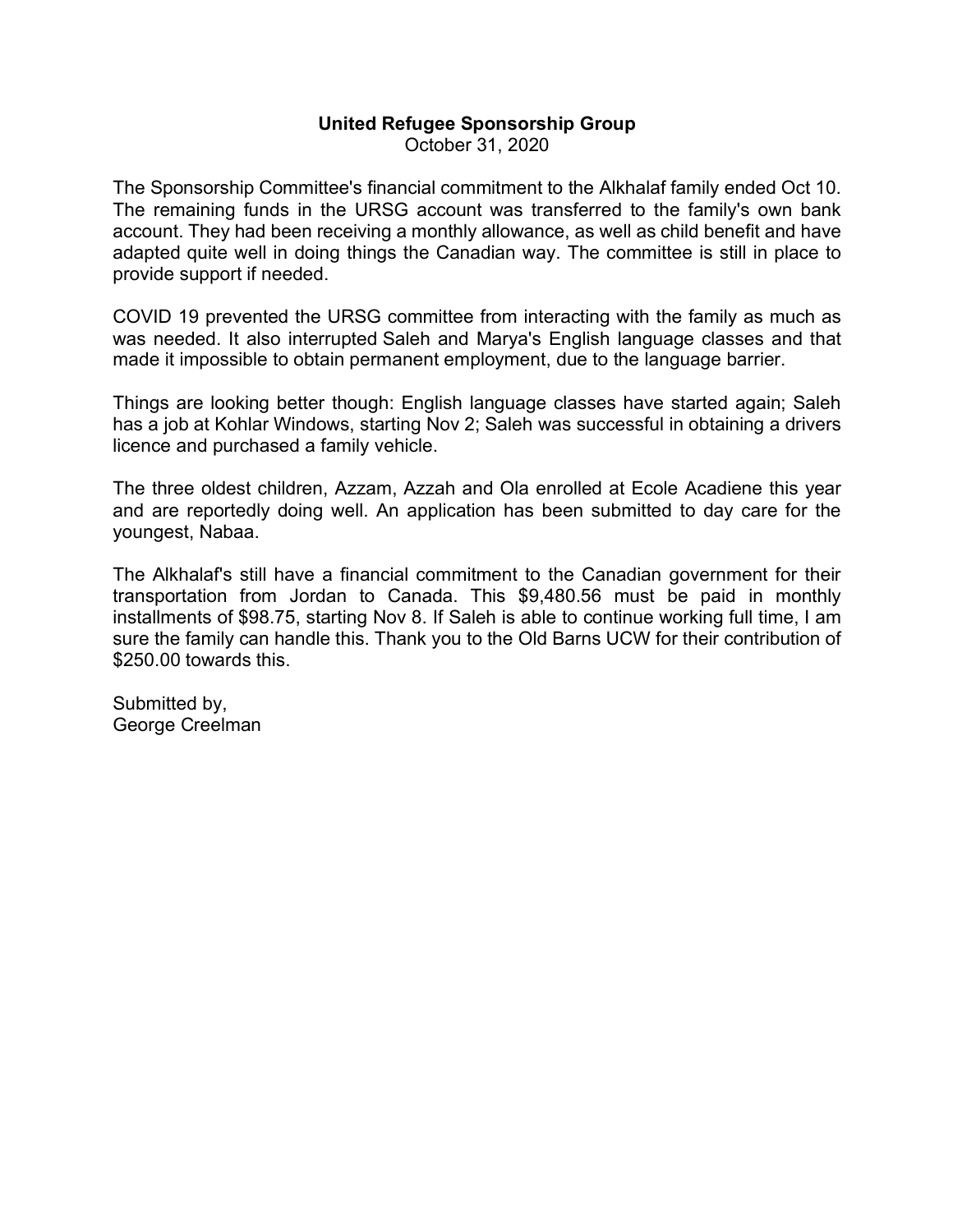**United Refugee Sponsorship Group**
October 31, 2020

The Sponsorship Committee's financial commitment to the Alkhalaf family ended Oct 10. The remaining funds in the URSG account was transferred to the family's own bank account. They had been receiving a monthly allowance, as well as child benefit and have adapted quite well in doing things the Canadian way. The committee is still in place to provide support if needed.

COVID 19 prevented the URSG committee from interacting with the family as much as was needed. It also interrupted Saleh and Marya's English language classes and that made it impossible to obtain permanent employment, due to the language barrier.

Things are looking better though: English language classes have started again; Saleh has a job at Kohlar Windows, starting Nov 2; Saleh was successful in obtaining a drivers licence and purchased a family vehicle.

The three oldest children, Azzam, Azzah and Ola enrolled at Ecole Acadiene this year and are reportedly doing well. An application has been submitted to day care for the youngest, Nabaa.

The Alkhalaf's still have a financial commitment to the Canadian government for their transportation from Jordan to Canada. This $9,480.56 must be paid in monthly installments of $98.75, starting Nov 8. If Saleh is able to continue working full time, I am sure the family can handle this. Thank you to the Old Barns UCW for their contribution of $250.00 towards this.

Submitted by,
George Creelman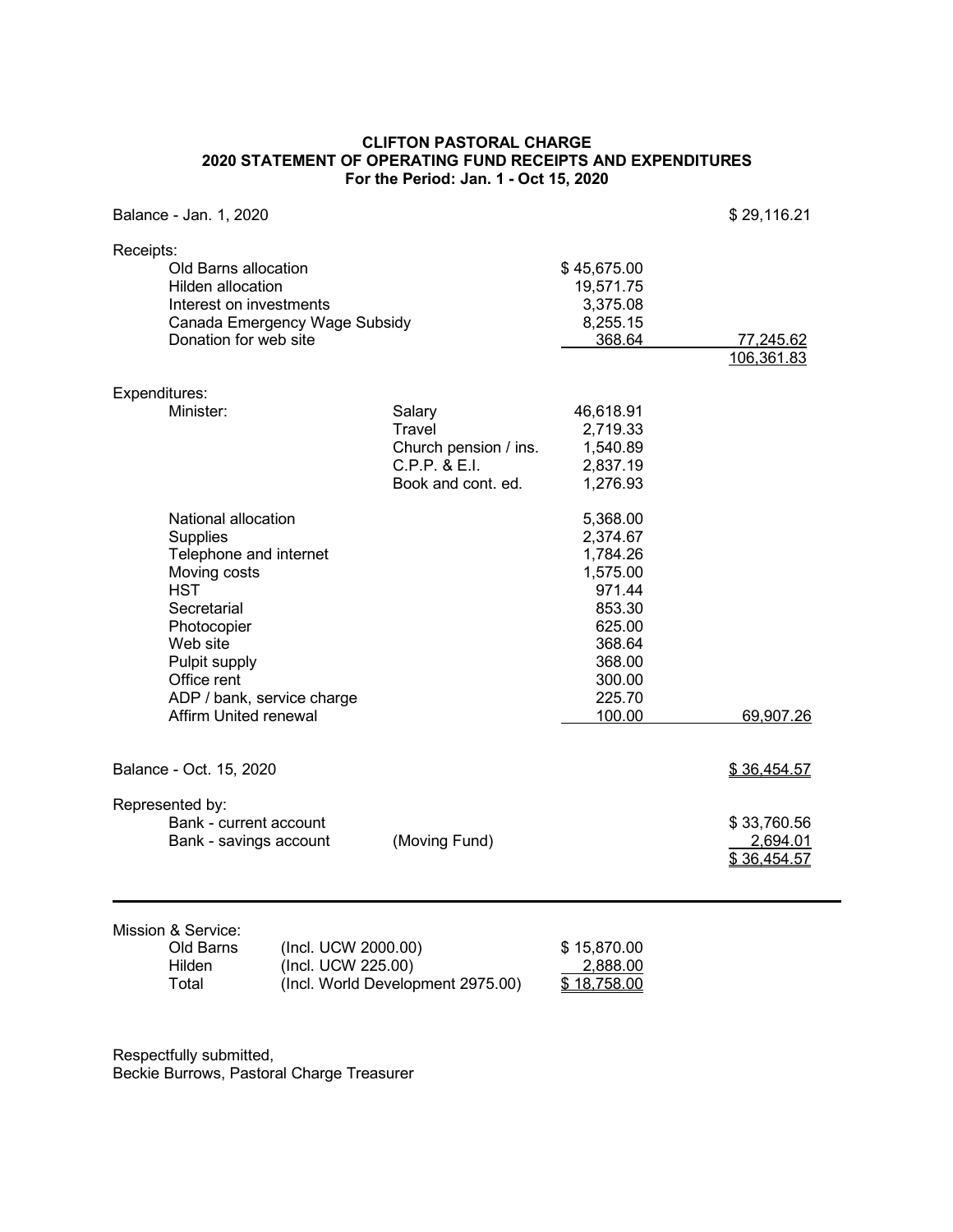**CLIFTON PASTORAL CHARGE**
**2020 STATEMENT OF OPERATING FUND RECEIPTS AND EXPENDITURES**
**For the Period: Jan. 1 - Oct 15, 2020**

| | | | |
|---|---|---|---|
| Balance - Jan. 1, 2020 | | | $ 29,116.21 |
| **Receipts:** | | | |
| Old Barns allocation | | $ 45,675.00 | |
| Hilden allocation | | 19,571.75 | |
| Interest on investments | | 3,375.08 | |
| Canada Emergency Wage Subsidy | | 8,255.15 | |
| Donation for web site | | 368.64 | 77,245.62 |
| | | | 106,361.83 |
| **Expenditures:** | | | |
| Minister: | Salary | 46,618.91 | |
| | Travel | 2,719.33 | |
| | Church pension / ins. | 1,540.89 | |
| | C.P.P. & E.I. | 2,837.19 | |
| | Book and cont. ed. | 1,276.93 | |
| National allocation | | 5,368.00 | |
| Supplies | | 2,374.67 | |
| Telephone and internet | | 1,784.26 | |
| Moving costs | | 1,575.00 | |
| HST | | 971.44 | |
| Secretarial | | 853.30 | |
| Photocopier | | 625.00 | |
| Web site | | 368.64 | |
| Pulpit supply | | 368.00 | |
| Office rent | | 300.00 | |
| ADP / bank, service charge | | 225.70 | |
| Affirm United renewal | | 100.00 | 69,907.26 |
| Balance - Oct. 15, 2020 | | | $ 36,454.57 |
| **Represented by:** | | | |
| Bank - current account | | | $ 33,760.56 |
| Bank - savings account | (Moving Fund) | | 2,694.01 |
| | | | $ 36,454.57 |

---

**Mission & Service:**

| | | |
|---|---|---|
| Old Barns | (Incl. UCW 2000.00) | $ 15,870.00 |
| Hilden | (Incl. UCW 225.00) | 2,888.00 |
| Total | (Incl. World Development 2975.00) | $ 18,758.00 |

Respectfully submitted,
Beckie Burrows, Pastoral Charge Treasurer